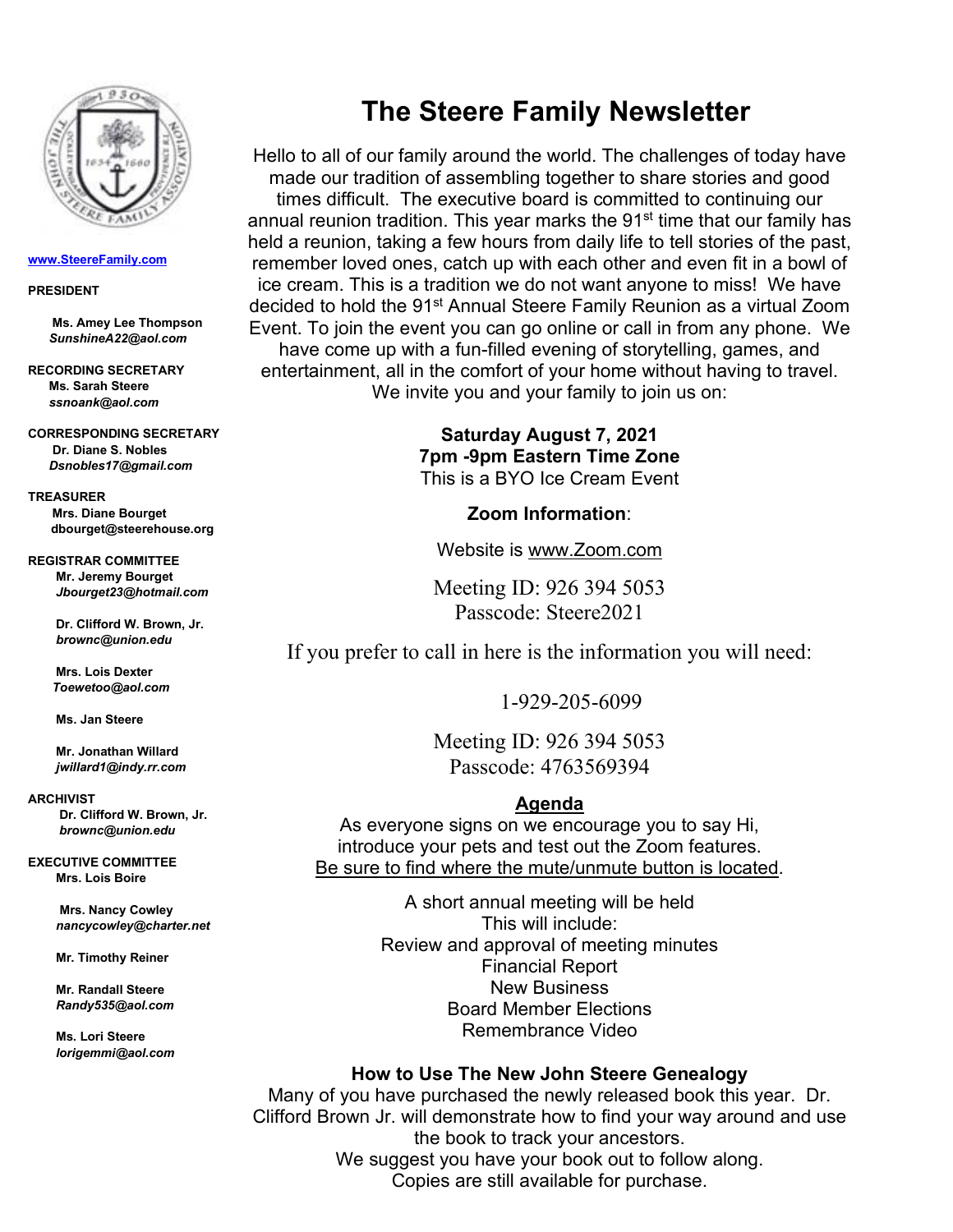www.SteereFamily.com

**PRESIDENT**

**Ms. Amey Lee Thompson**
*SunshineA22@aol.com*

**RECORDING SECRETARY**
**Ms. Sarah Steere**
*ssnoank@aol.com*

**CORRESPONDING SECRETARY**
**Dr. Diane S. Nobles**
*Dsnobles17@gmail.com*

**TREASURER**
**Mrs. Diane Bourget**
**dbourget@steerehouse.org**

**REGISTRAR COMMITTEE**
**Mr. Jeremy Bourget**
*Jbourget23@hotmail.com*

**Dr. Clifford W. Brown, Jr.**
*brownc@union.edu*

**Mrs. Lois Dexter**
*Toewetoo@aol.com*

**Ms. Jan Steere**

**Mr. Jonathan Willard**
*jwillard1@indy.rr.com*

**ARCHIVIST**
**Dr. Clifford W. Brown, Jr.**
*brownc@union.edu*

**EXECUTIVE COMMITTEE**
**Mrs. Lois Boire**

**Mrs. Nancy Cowley**
*nancycowley@charter.net*

**Mr. Timothy Reiner**

**Mr. Randall Steere**
*Randy535@aol.com*

**Ms. Lori Steere**
*lorigemmi@aol.com*

# The Steere Family Newsletter

Hello to all of our family around the world. The challenges of today have made our tradition of assembling together to share stories and good times difficult. The executive board is committed to continuing our annual reunion tradition. This year marks the 91st time that our family has held a reunion, taking a few hours from daily life to tell stories of the past, remember loved ones, catch up with each other and even fit in a bowl of ice cream. This is a tradition we do not want anyone to miss! We have decided to hold the 91st Annual Steere Family Reunion as a virtual Zoom Event. To join the event you can go online or call in from any phone. We have come up with a fun-filled evening of storytelling, games, and entertainment, all in the comfort of your home without having to travel. We invite you and your family to join us on:

**Saturday August 7, 2021**
**7pm -9pm Eastern Time Zone**
This is a BYO Ice Cream Event

**Zoom Information**:

Website is www.Zoom.com

Meeting ID: 926 394 5053
Passcode: Steere2021

If you prefer to call in here is the information you will need:

1-929-205-6099

Meeting ID: 926 394 5053
Passcode: 4763569394

## Agenda

As everyone signs on we encourage you to say Hi, introduce your pets and test out the Zoom features. Be sure to find where the mute/unmute button is located.

A short annual meeting will be held
This will include:
Review and approval of meeting minutes
Financial Report
New Business
Board Member Elections
Remembrance Video

## How to Use The New John Steere Genealogy

Many of you have purchased the newly released book this year. Dr. Clifford Brown Jr. will demonstrate how to find your way around and use the book to track your ancestors.
We suggest you have your book out to follow along.
Copies are still available for purchase.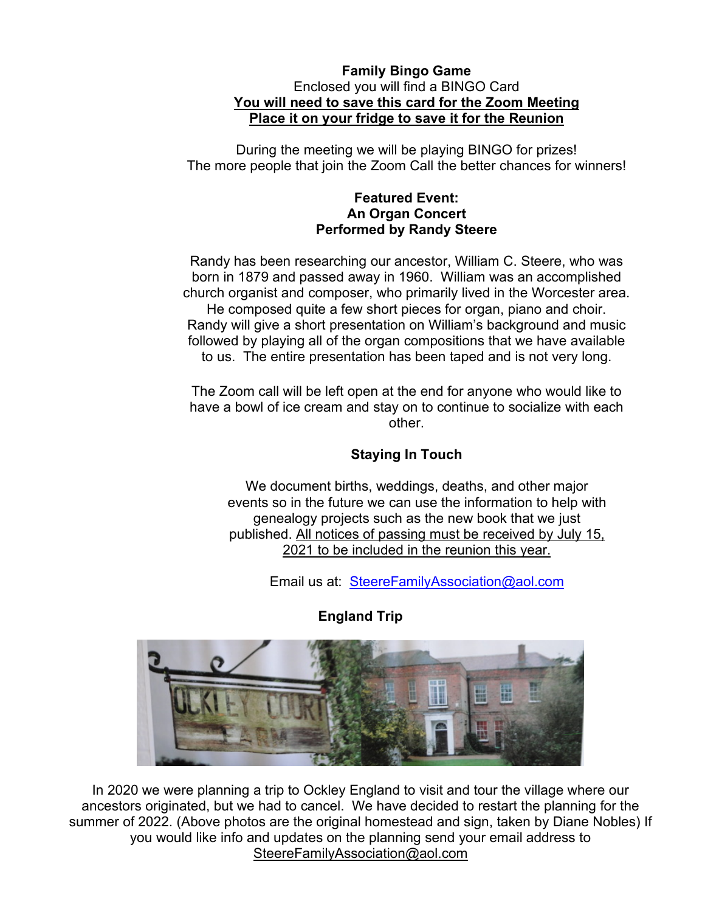**Family Bingo Game**

Enclosed you will find a BINGO Card

**You will need to save this card for the Zoom Meeting**

**Place it on your fridge to save it for the Reunion**

During the meeting we will be playing BINGO for prizes!
The more people that join the Zoom Call the better chances for winners!

**Featured Event:**
**An Organ Concert**
**Performed by Randy Steere**

Randy has been researching our ancestor, William C. Steere, who was born in 1879 and passed away in 1960. William was an accomplished church organist and composer, who primarily lived in the Worcester area. He composed quite a few short pieces for organ, piano and choir. Randy will give a short presentation on William's background and music followed by playing all of the organ compositions that we have available to us. The entire presentation has been taped and is not very long.

The Zoom call will be left open at the end for anyone who would like to have a bowl of ice cream and stay on to continue to socialize with each other.

**Staying In Touch**

We document births, weddings, deaths, and other major events so in the future we can use the information to help with genealogy projects such as the new book that we just published. All notices of passing must be received by July 15, 2021 to be included in the reunion this year.

Email us at: SteereFamilyAssociation@aol.com

**England Trip**

In 2020 we were planning a trip to Ockley England to visit and tour the village where our ancestors originated, but we had to cancel. We have decided to restart the planning for the summer of 2022. (Above photos are the original homestead and sign, taken by Diane Nobles) If you would like info and updates on the planning send your email address to SteereFamilyAssociation@aol.com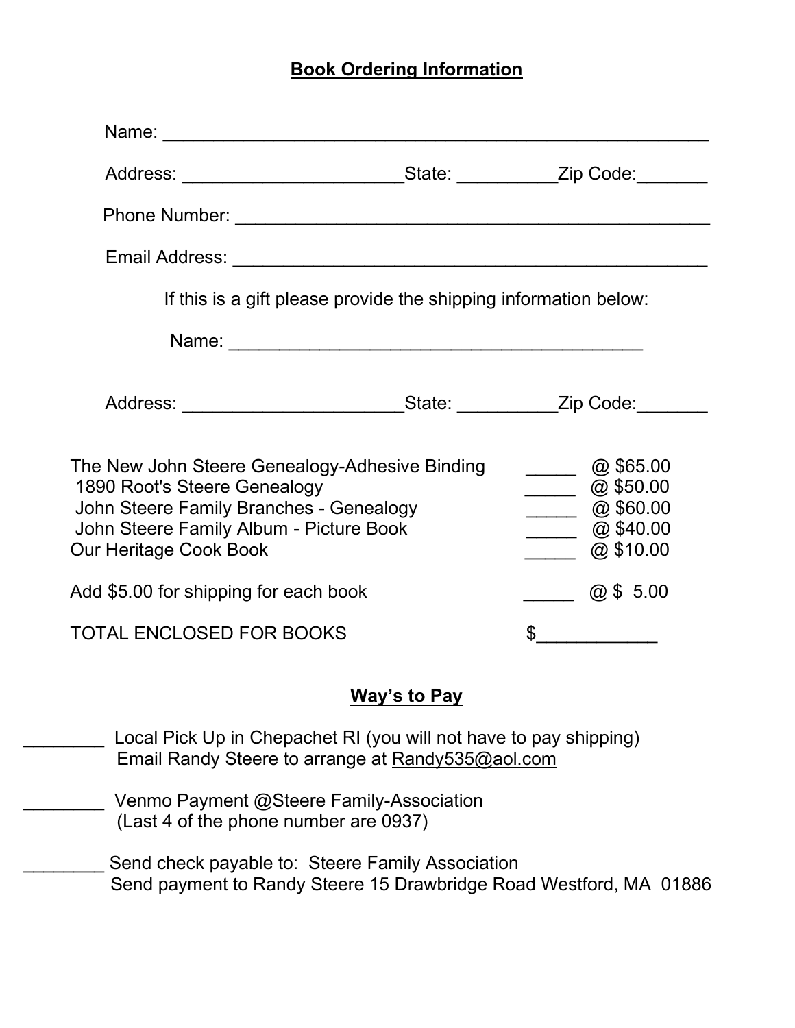## Book Ordering Information

Name: ______________________________________________________

Address: ______________________State: __________Zip Code:_______

Phone Number: _______________________________________________

Email Address: _______________________________________________

If this is a gift please provide the shipping information below:

Name: _________________________________________

Address: ______________________State: __________Zip Code:_______

| | | |
|---|---|---|
| The New John Steere Genealogy-Adhesive Binding | _____ | @ $65.00 |
| 1890 Root's Steere Genealogy | _____ | @ $50.00 |
| John Steere Family Branches - Genealogy | _____ | @ $60.00 |
| John Steere Family Album - Picture Book | _____ | @ $40.00 |
| Our Heritage Cook Book | _____ | @ $10.00 |
| Add $5.00 for shipping for each book | _____ | @ $ 5.00 |
| TOTAL ENCLOSED FOR BOOKS | $____________ | |

## Way's to Pay

________ Local Pick Up in Chepachet RI (you will not have to pay shipping)
Email Randy Steere to arrange at Randy535@aol.com

________ Venmo Payment @Steere Family-Association
(Last 4 of the phone number are 0937)

________ Send check payable to: Steere Family Association
Send payment to Randy Steere 15 Drawbridge Road Westford, MA 01886